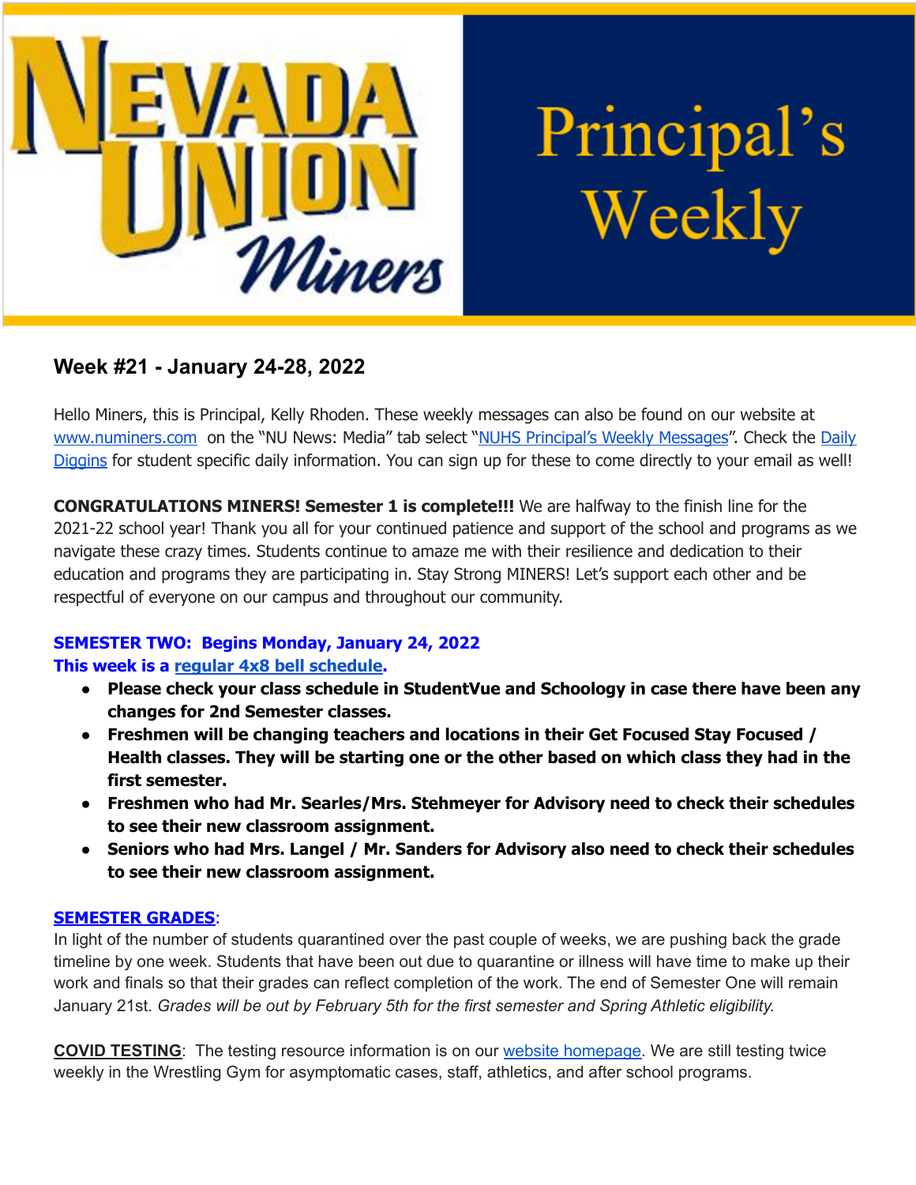# Nevada Union Miners Principal's Weekly

## Week #21 - January 24-28, 2022

Hello Miners, this is Principal, Kelly Rhoden. These weekly messages can also be found on our website at www.numiners.com on the "NU News: Media" tab select "NUHS Principal's Weekly Messages". Check the Daily Diggins for student specific daily information. You can sign up for these to come directly to your email as well!

**CONGRATULATIONS MINERS! Semester 1 is complete!!!** We are halfway to the finish line for the 2021-22 school year! Thank you all for your continued patience and support of the school and programs as we navigate these crazy times. Students continue to amaze me with their resilience and dedication to their education and programs they are participating in. Stay Strong MINERS! Let's support each other and be respectful of everyone on our campus and throughout our community.

**SEMESTER TWO: Begins Monday, January 24, 2022**
**This week is a regular 4x8 bell schedule.**

- **Please check your class schedule in StudentVue and Schoology in case there have been any changes for 2nd Semester classes.**
- **Freshmen will be changing teachers and locations in their Get Focused Stay Focused / Health classes. They will be starting one or the other based on which class they had in the first semester.**
- **Freshmen who had Mr. Searles/Mrs. Stehmeyer for Advisory need to check their schedules to see their new classroom assignment.**
- **Seniors who had Mrs. Langel / Mr. Sanders for Advisory also need to check their schedules to see their new classroom assignment.**

**SEMESTER GRADES**:
In light of the number of students quarantined over the past couple of weeks, we are pushing back the grade timeline by one week. Students that have been out due to quarantine or illness will have time to make up their work and finals so that their grades can reflect completion of the work. The end of Semester One will remain January 21st. *Grades will be out by February 5th for the first semester and Spring Athletic eligibility.*

**COVID TESTING**: The testing resource information is on our website homepage. We are still testing twice weekly in the Wrestling Gym for asymptomatic cases, staff, athletics, and after school programs.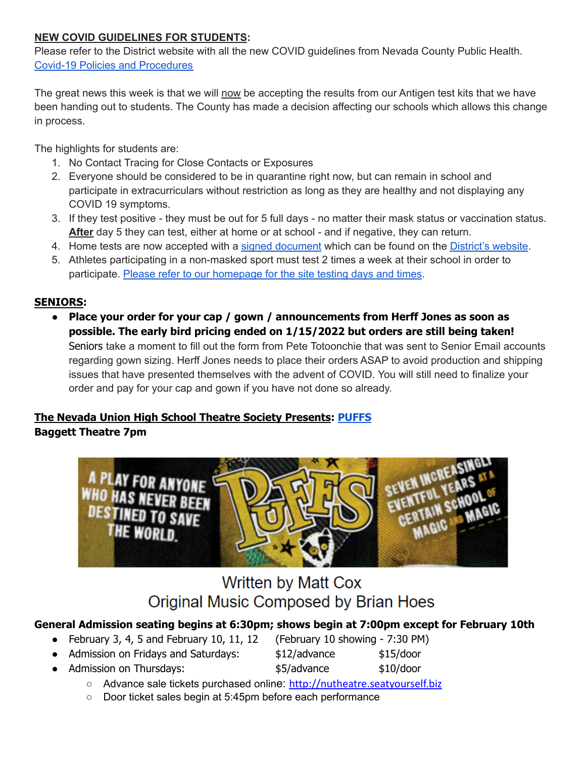**NEW COVID GUIDELINES FOR STUDENTS:**

Please refer to the District website with all the new COVID guidelines from Nevada County Public Health. Covid-19 Policies and Procedures

The great news this week is that we will now be accepting the results from our Antigen test kits that we have been handing out to students. The County has made a decision affecting our schools which allows this change in process.

The highlights for students are:

1. No Contact Tracing for Close Contacts or Exposures
2. Everyone should be considered to be in quarantine right now, but can remain in school and participate in extracurriculars without restriction as long as they are healthy and not displaying any COVID 19 symptoms.
3. If they test positive - they must be out for 5 full days - no matter their mask status or vaccination status. **After** day 5 they can test, either at home or at school - and if negative, they can return.
4. Home tests are now accepted with a signed document which can be found on the District's website.
5. Athletes participating in a non-masked sport must test 2 times a week at their school in order to participate. Please refer to our homepage for the site testing days and times.

**SENIORS:**

- **Place your order for your cap / gown / announcements from Herff Jones as soon as possible. The early bird pricing ended on 1/15/2022 but orders are still being taken!** Seniors take a moment to fill out the form from Pete Totoonchie that was sent to Senior Email accounts regarding gown sizing. Herff Jones needs to place their orders ASAP to avoid production and shipping issues that have presented themselves with the advent of COVID. You will still need to finalize your order and pay for your cap and gown if you have not done so already.

**The Nevada Union High School Theatre Society Presents: PUFFS**

**Baggett Theatre 7pm**

A PLAY FOR ANYONE WHO HAS NEVER BEEN DESTINED TO SAVE THE WORLD.

PUFFS

SEVEN INCREASINGLY EVENTFUL YEARS AT A CERTAIN SCHOOL OF MAGIC AND MAGIC

Written by Matt Cox

Original Music Composed by Brian Hoes

**General Admission seating begins at 6:30pm; shows begin at 7:00pm except for February 10th**

- February 3, 4, 5 and February 10, 11, 12 (February 10 showing - 7:30 PM)
- Admission on Fridays and Saturdays: $12/advance $15/door
- Admission on Thursdays: $5/advance $10/door
  - Advance sale tickets purchased online: http://nutheatre.seatyourself.biz
  - Door ticket sales begin at 5:45pm before each performance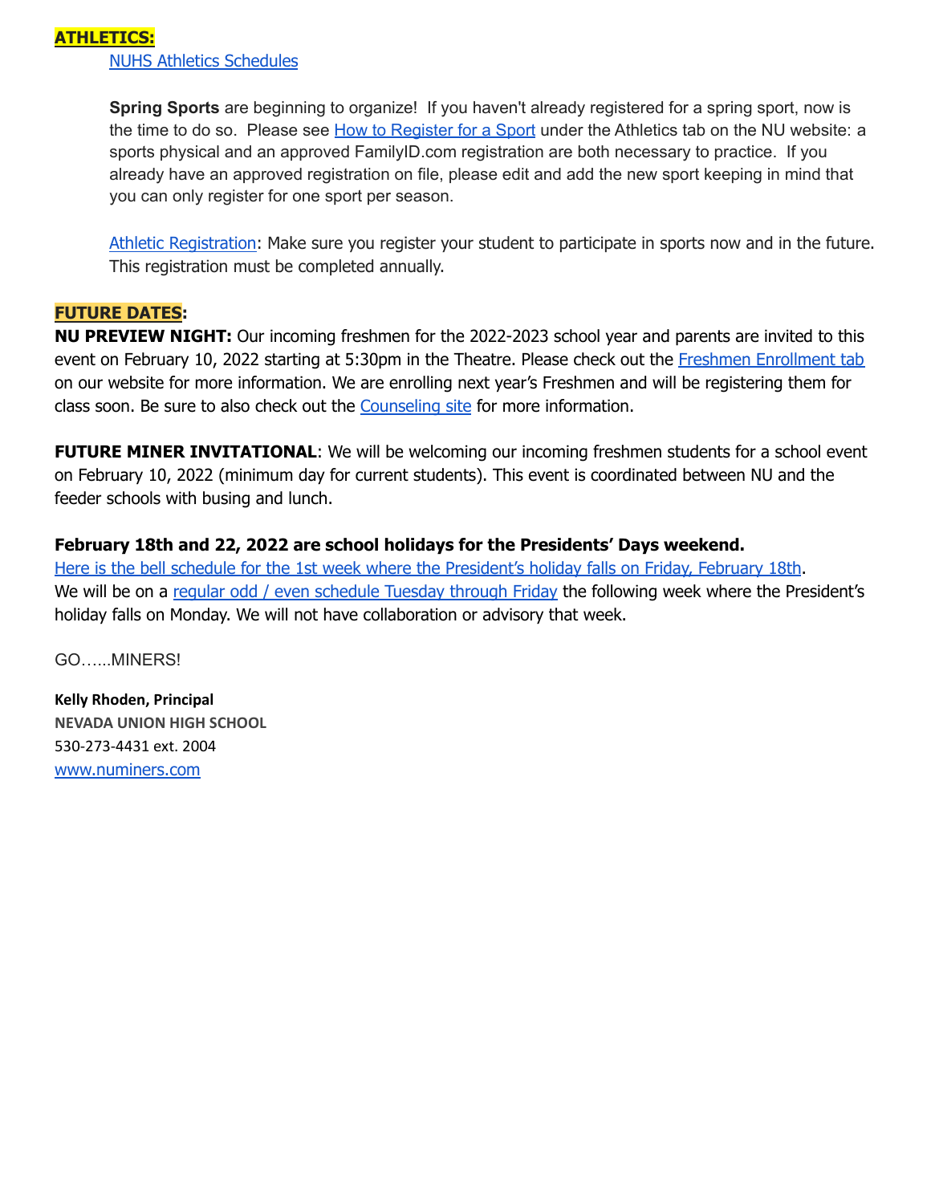**ATHLETICS:**

NUHS Athletics Schedules

**Spring Sports** are beginning to organize! If you haven't already registered for a spring sport, now is the time to do so. Please see How to Register for a Sport under the Athletics tab on the NU website: a sports physical and an approved FamilyID.com registration are both necessary to practice. If you already have an approved registration on file, please edit and add the new sport keeping in mind that you can only register for one sport per season.

Athletic Registration: Make sure you register your student to participate in sports now and in the future. This registration must be completed annually.

**FUTURE DATES:**

**NU PREVIEW NIGHT:** Our incoming freshmen for the 2022-2023 school year and parents are invited to this event on February 10, 2022 starting at 5:30pm in the Theatre. Please check out the Freshmen Enrollment tab on our website for more information. We are enrolling next year's Freshmen and will be registering them for class soon. Be sure to also check out the Counseling site for more information.

**FUTURE MINER INVITATIONAL**: We will be welcoming our incoming freshmen students for a school event on February 10, 2022 (minimum day for current students). This event is coordinated between NU and the feeder schools with busing and lunch.

**February 18th and 22, 2022 are school holidays for the Presidents' Days weekend.**
Here is the bell schedule for the 1st week where the President's holiday falls on Friday, February 18th.
We will be on a regular odd / even schedule Tuesday through Friday the following week where the President's holiday falls on Monday. We will not have collaboration or advisory that week.

GO…...MINERS!

**Kelly Rhoden, Principal**
**NEVADA UNION HIGH SCHOOL**
530-273-4431 ext. 2004
www.numiners.com